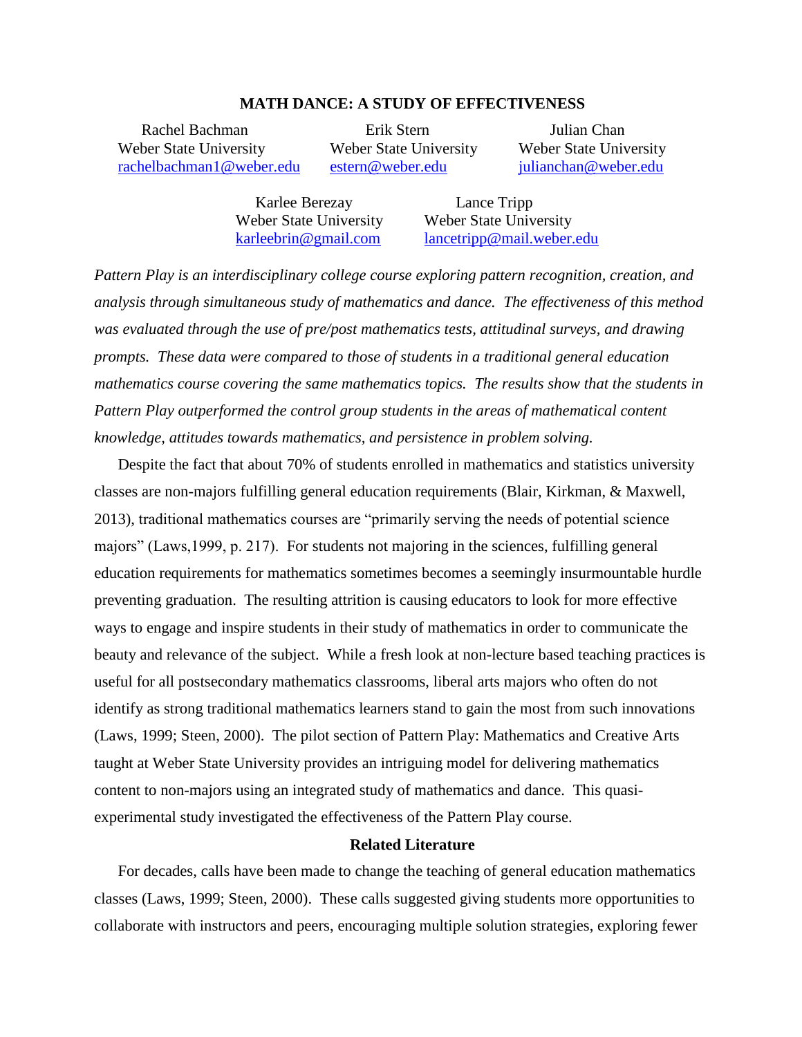# MATH DANCE: A STUDY OF EFFECTIVENESS

Rachel Bachman
Weber State University
rachelbachman1@weber.edu

Erik Stern
Weber State University
estern@weber.edu

Julian Chan
Weber State University
julianchan@weber.edu

Karlee Berezay
Weber State University
karleebrin@gmail.com

Lance Tripp
Weber State University
lancetripp@mail.weber.edu

*Pattern Play is an interdisciplinary college course exploring pattern recognition, creation, and analysis through simultaneous study of mathematics and dance. The effectiveness of this method was evaluated through the use of pre/post mathematics tests, attitudinal surveys, and drawing prompts. These data were compared to those of students in a traditional general education mathematics course covering the same mathematics topics. The results show that the students in Pattern Play outperformed the control group students in the areas of mathematical content knowledge, attitudes towards mathematics, and persistence in problem solving.*

Despite the fact that about 70% of students enrolled in mathematics and statistics university classes are non-majors fulfilling general education requirements (Blair, Kirkman, & Maxwell, 2013), traditional mathematics courses are "primarily serving the needs of potential science majors" (Laws,1999, p. 217). For students not majoring in the sciences, fulfilling general education requirements for mathematics sometimes becomes a seemingly insurmountable hurdle preventing graduation. The resulting attrition is causing educators to look for more effective ways to engage and inspire students in their study of mathematics in order to communicate the beauty and relevance of the subject. While a fresh look at non-lecture based teaching practices is useful for all postsecondary mathematics classrooms, liberal arts majors who often do not identify as strong traditional mathematics learners stand to gain the most from such innovations (Laws, 1999; Steen, 2000). The pilot section of Pattern Play: Mathematics and Creative Arts taught at Weber State University provides an intriguing model for delivering mathematics content to non-majors using an integrated study of mathematics and dance. This quasi-experimental study investigated the effectiveness of the Pattern Play course.

## Related Literature

For decades, calls have been made to change the teaching of general education mathematics classes (Laws, 1999; Steen, 2000). These calls suggested giving students more opportunities to collaborate with instructors and peers, encouraging multiple solution strategies, exploring fewer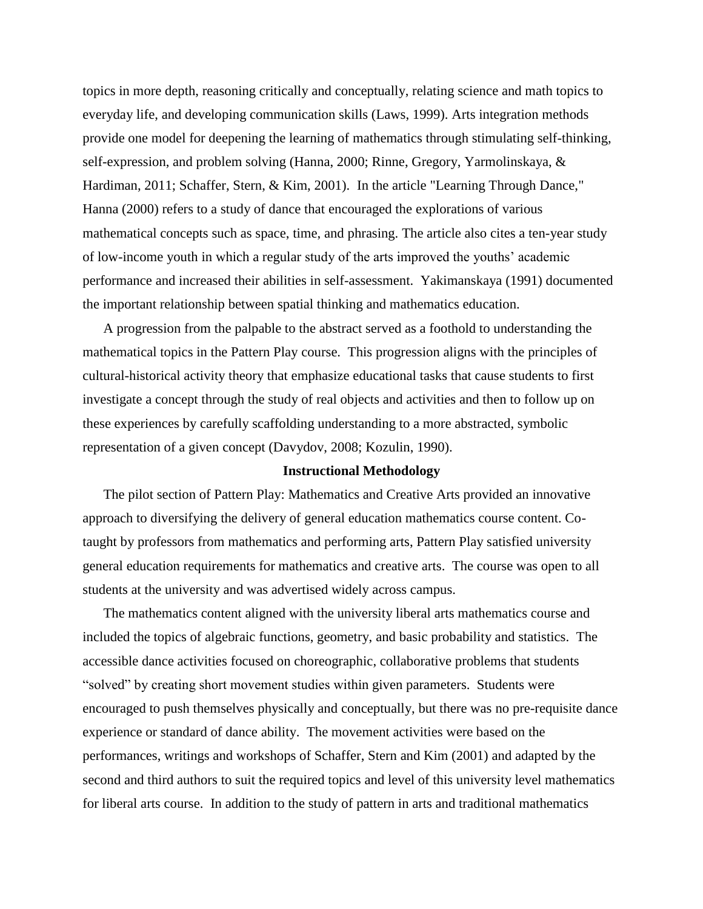topics in more depth, reasoning critically and conceptually, relating science and math topics to everyday life, and developing communication skills (Laws, 1999). Arts integration methods provide one model for deepening the learning of mathematics through stimulating self-thinking, self-expression, and problem solving (Hanna, 2000; Rinne, Gregory, Yarmolinskaya, & Hardiman, 2011; Schaffer, Stern, & Kim, 2001). In the article "Learning Through Dance," Hanna (2000) refers to a study of dance that encouraged the explorations of various mathematical concepts such as space, time, and phrasing. The article also cites a ten-year study of low-income youth in which a regular study of the arts improved the youths' academic performance and increased their abilities in self-assessment. Yakimanskaya (1991) documented the important relationship between spatial thinking and mathematics education.

A progression from the palpable to the abstract served as a foothold to understanding the mathematical topics in the Pattern Play course. This progression aligns with the principles of cultural-historical activity theory that emphasize educational tasks that cause students to first investigate a concept through the study of real objects and activities and then to follow up on these experiences by carefully scaffolding understanding to a more abstracted, symbolic representation of a given concept (Davydov, 2008; Kozulin, 1990).

## Instructional Methodology

The pilot section of Pattern Play: Mathematics and Creative Arts provided an innovative approach to diversifying the delivery of general education mathematics course content. Co-taught by professors from mathematics and performing arts, Pattern Play satisfied university general education requirements for mathematics and creative arts. The course was open to all students at the university and was advertised widely across campus.

The mathematics content aligned with the university liberal arts mathematics course and included the topics of algebraic functions, geometry, and basic probability and statistics. The accessible dance activities focused on choreographic, collaborative problems that students "solved" by creating short movement studies within given parameters. Students were encouraged to push themselves physically and conceptually, but there was no pre-requisite dance experience or standard of dance ability. The movement activities were based on the performances, writings and workshops of Schaffer, Stern and Kim (2001) and adapted by the second and third authors to suit the required topics and level of this university level mathematics for liberal arts course. In addition to the study of pattern in arts and traditional mathematics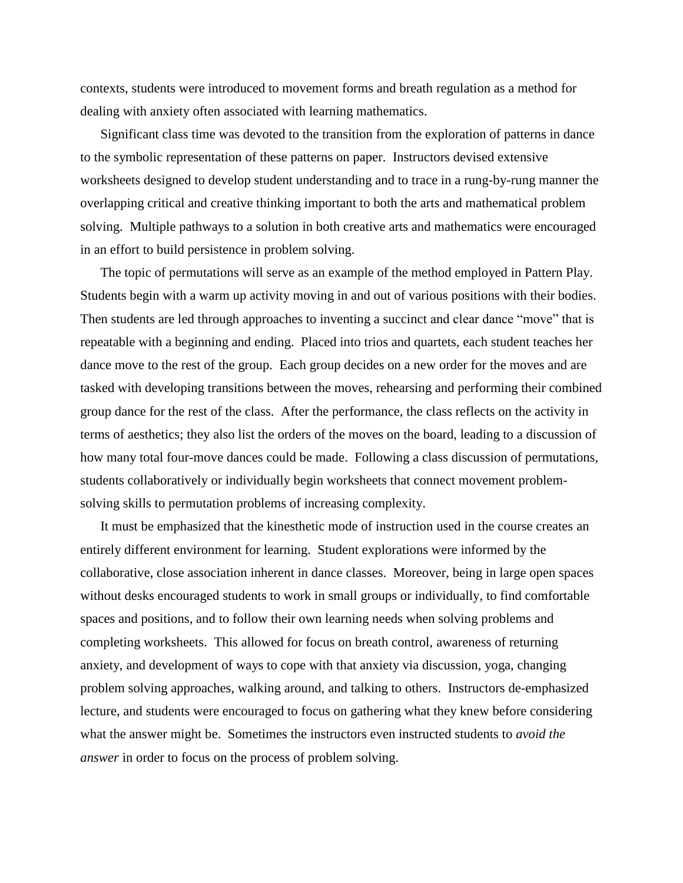contexts, students were introduced to movement forms and breath regulation as a method for dealing with anxiety often associated with learning mathematics.

Significant class time was devoted to the transition from the exploration of patterns in dance to the symbolic representation of these patterns on paper. Instructors devised extensive worksheets designed to develop student understanding and to trace in a rung-by-rung manner the overlapping critical and creative thinking important to both the arts and mathematical problem solving. Multiple pathways to a solution in both creative arts and mathematics were encouraged in an effort to build persistence in problem solving.

The topic of permutations will serve as an example of the method employed in Pattern Play. Students begin with a warm up activity moving in and out of various positions with their bodies. Then students are led through approaches to inventing a succinct and clear dance "move" that is repeatable with a beginning and ending. Placed into trios and quartets, each student teaches her dance move to the rest of the group. Each group decides on a new order for the moves and are tasked with developing transitions between the moves, rehearsing and performing their combined group dance for the rest of the class. After the performance, the class reflects on the activity in terms of aesthetics; they also list the orders of the moves on the board, leading to a discussion of how many total four-move dances could be made. Following a class discussion of permutations, students collaboratively or individually begin worksheets that connect movement problem-solving skills to permutation problems of increasing complexity.

It must be emphasized that the kinesthetic mode of instruction used in the course creates an entirely different environment for learning. Student explorations were informed by the collaborative, close association inherent in dance classes. Moreover, being in large open spaces without desks encouraged students to work in small groups or individually, to find comfortable spaces and positions, and to follow their own learning needs when solving problems and completing worksheets. This allowed for focus on breath control, awareness of returning anxiety, and development of ways to cope with that anxiety via discussion, yoga, changing problem solving approaches, walking around, and talking to others. Instructors de-emphasized lecture, and students were encouraged to focus on gathering what they knew before considering what the answer might be. Sometimes the instructors even instructed students to *avoid the answer* in order to focus on the process of problem solving.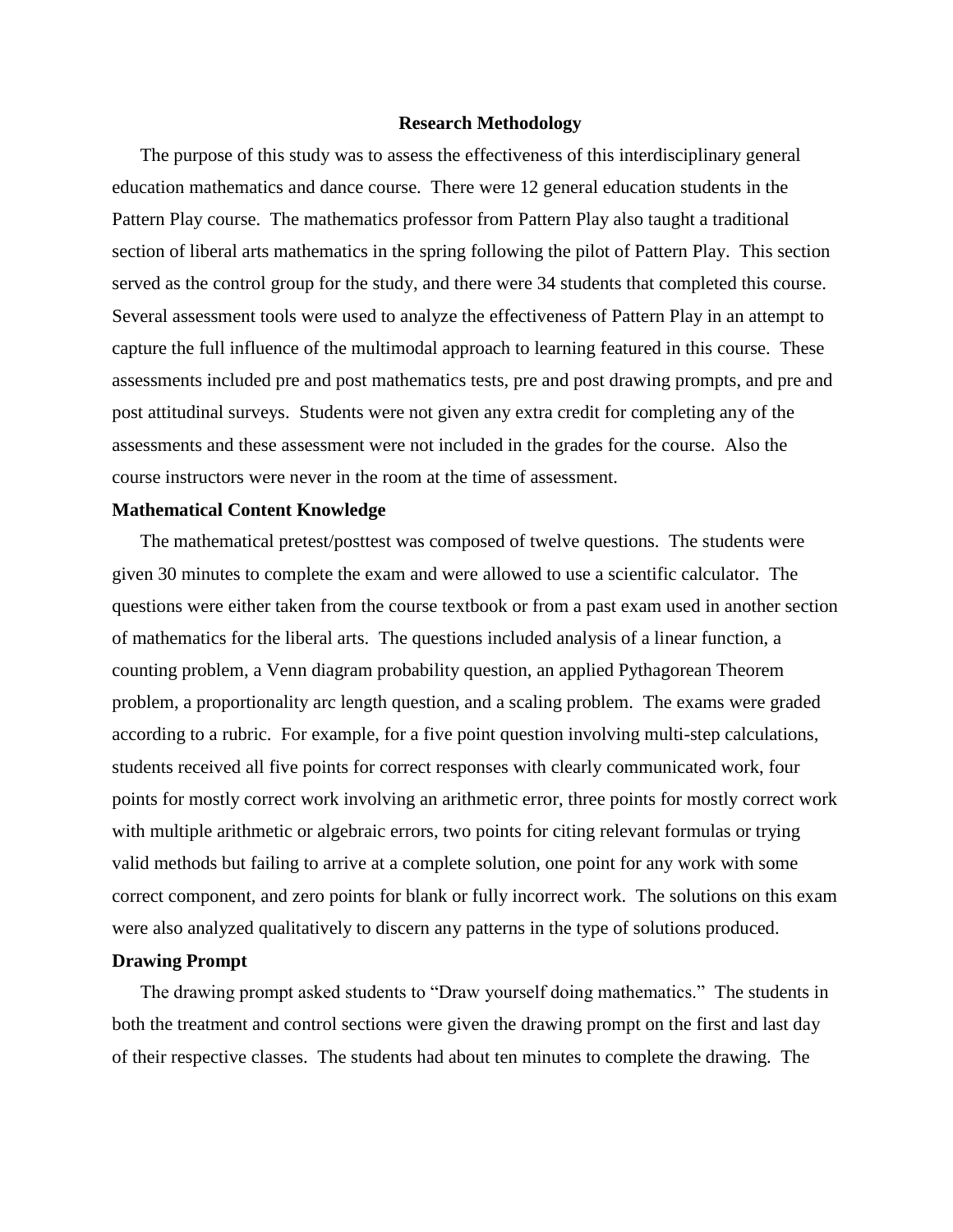## Research Methodology

The purpose of this study was to assess the effectiveness of this interdisciplinary general education mathematics and dance course. There were 12 general education students in the Pattern Play course. The mathematics professor from Pattern Play also taught a traditional section of liberal arts mathematics in the spring following the pilot of Pattern Play. This section served as the control group for the study, and there were 34 students that completed this course. Several assessment tools were used to analyze the effectiveness of Pattern Play in an attempt to capture the full influence of the multimodal approach to learning featured in this course. These assessments included pre and post mathematics tests, pre and post drawing prompts, and pre and post attitudinal surveys. Students were not given any extra credit for completing any of the assessments and these assessment were not included in the grades for the course. Also the course instructors were never in the room at the time of assessment.

### Mathematical Content Knowledge

The mathematical pretest/posttest was composed of twelve questions. The students were given 30 minutes to complete the exam and were allowed to use a scientific calculator. The questions were either taken from the course textbook or from a past exam used in another section of mathematics for the liberal arts. The questions included analysis of a linear function, a counting problem, a Venn diagram probability question, an applied Pythagorean Theorem problem, a proportionality arc length question, and a scaling problem. The exams were graded according to a rubric. For example, for a five point question involving multi-step calculations, students received all five points for correct responses with clearly communicated work, four points for mostly correct work involving an arithmetic error, three points for mostly correct work with multiple arithmetic or algebraic errors, two points for citing relevant formulas or trying valid methods but failing to arrive at a complete solution, one point for any work with some correct component, and zero points for blank or fully incorrect work. The solutions on this exam were also analyzed qualitatively to discern any patterns in the type of solutions produced.

### Drawing Prompt

The drawing prompt asked students to "Draw yourself doing mathematics." The students in both the treatment and control sections were given the drawing prompt on the first and last day of their respective classes. The students had about ten minutes to complete the drawing. The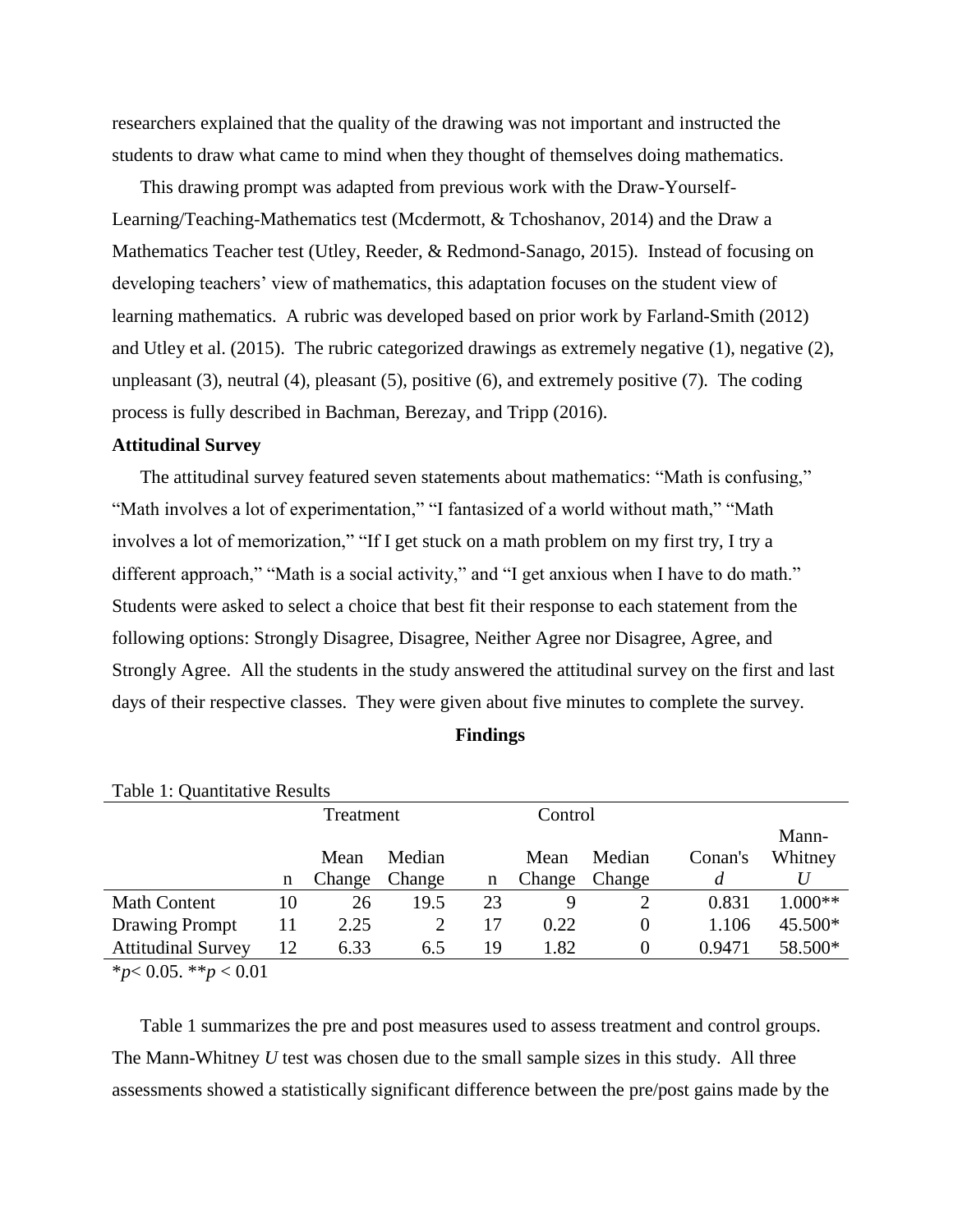researchers explained that the quality of the drawing was not important and instructed the students to draw what came to mind when they thought of themselves doing mathematics.

This drawing prompt was adapted from previous work with the Draw-Yourself-Learning/Teaching-Mathematics test (Mcdermott, & Tchoshanov, 2014) and the Draw a Mathematics Teacher test (Utley, Reeder, & Redmond-Sanago, 2015). Instead of focusing on developing teachers' view of mathematics, this adaptation focuses on the student view of learning mathematics. A rubric was developed based on prior work by Farland-Smith (2012) and Utley et al. (2015). The rubric categorized drawings as extremely negative (1), negative (2), unpleasant (3), neutral (4), pleasant (5), positive (6), and extremely positive (7). The coding process is fully described in Bachman, Berezay, and Tripp (2016).

### Attitudinal Survey

The attitudinal survey featured seven statements about mathematics: "Math is confusing," "Math involves a lot of experimentation," "I fantasized of a world without math," "Math involves a lot of memorization," "If I get stuck on a math problem on my first try, I try a different approach," "Math is a social activity," and "I get anxious when I have to do math." Students were asked to select a choice that best fit their response to each statement from the following options: Strongly Disagree, Disagree, Neither Agree nor Disagree, Agree, and Strongly Agree. All the students in the study answered the attitudinal survey on the first and last days of their respective classes. They were given about five minutes to complete the survey.

## Findings

Table 1: Quantitative Results

| | Treatment | | | Control | | | | |
|---|---|---|---|---|---|---|---|---|
| | n | Mean Change | Median Change | n | Mean Change | Median Change | Conan's *d* | Mann-Whitney *U* |
| Math Content | 10 | 26 | 19.5 | 23 | 9 | 2 | 0.831 | 1.000** |
| Drawing Prompt | 11 | 2.25 | 2 | 17 | 0.22 | 0 | 1.106 | 45.500* |
| Attitudinal Survey | 12 | 6.33 | 6.5 | 19 | 1.82 | 0 | 0.9471 | 58.500* |

*$p < 0.05$. **$p < 0.01$

Table 1 summarizes the pre and post measures used to assess treatment and control groups. The Mann-Whitney *U* test was chosen due to the small sample sizes in this study. All three assessments showed a statistically significant difference between the pre/post gains made by the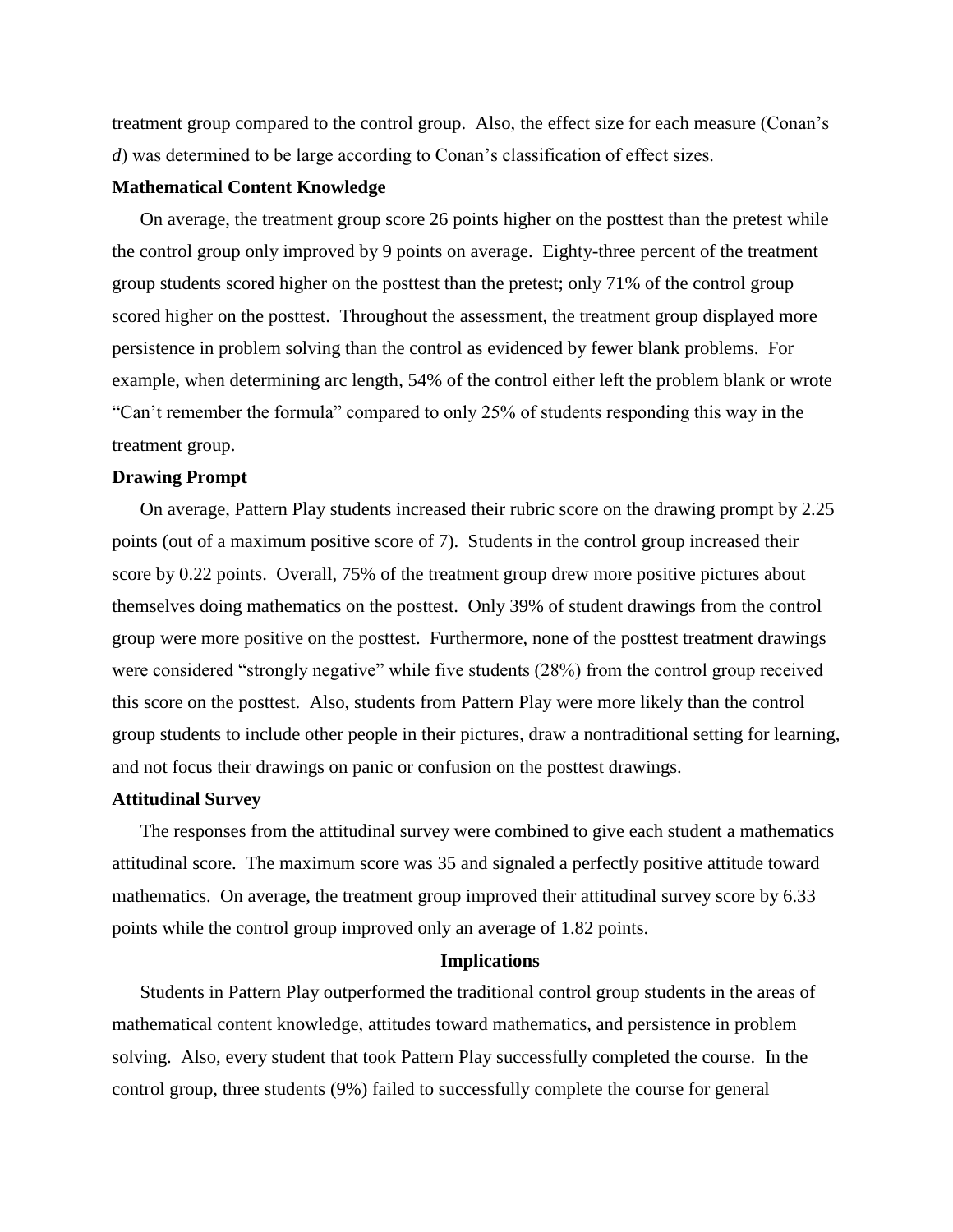treatment group compared to the control group. Also, the effect size for each measure (Conan's *d*) was determined to be large according to Conan's classification of effect sizes.

### Mathematical Content Knowledge

On average, the treatment group score 26 points higher on the posttest than the pretest while the control group only improved by 9 points on average. Eighty-three percent of the treatment group students scored higher on the posttest than the pretest; only 71% of the control group scored higher on the posttest. Throughout the assessment, the treatment group displayed more persistence in problem solving than the control as evidenced by fewer blank problems. For example, when determining arc length, 54% of the control either left the problem blank or wrote "Can't remember the formula" compared to only 25% of students responding this way in the treatment group.

### Drawing Prompt

On average, Pattern Play students increased their rubric score on the drawing prompt by 2.25 points (out of a maximum positive score of 7). Students in the control group increased their score by 0.22 points. Overall, 75% of the treatment group drew more positive pictures about themselves doing mathematics on the posttest. Only 39% of student drawings from the control group were more positive on the posttest. Furthermore, none of the posttest treatment drawings were considered "strongly negative" while five students (28%) from the control group received this score on the posttest. Also, students from Pattern Play were more likely than the control group students to include other people in their pictures, draw a nontraditional setting for learning, and not focus their drawings on panic or confusion on the posttest drawings.

### Attitudinal Survey

The responses from the attitudinal survey were combined to give each student a mathematics attitudinal score. The maximum score was 35 and signaled a perfectly positive attitude toward mathematics. On average, the treatment group improved their attitudinal survey score by 6.33 points while the control group improved only an average of 1.82 points.

## Implications

Students in Pattern Play outperformed the traditional control group students in the areas of mathematical content knowledge, attitudes toward mathematics, and persistence in problem solving. Also, every student that took Pattern Play successfully completed the course. In the control group, three students (9%) failed to successfully complete the course for general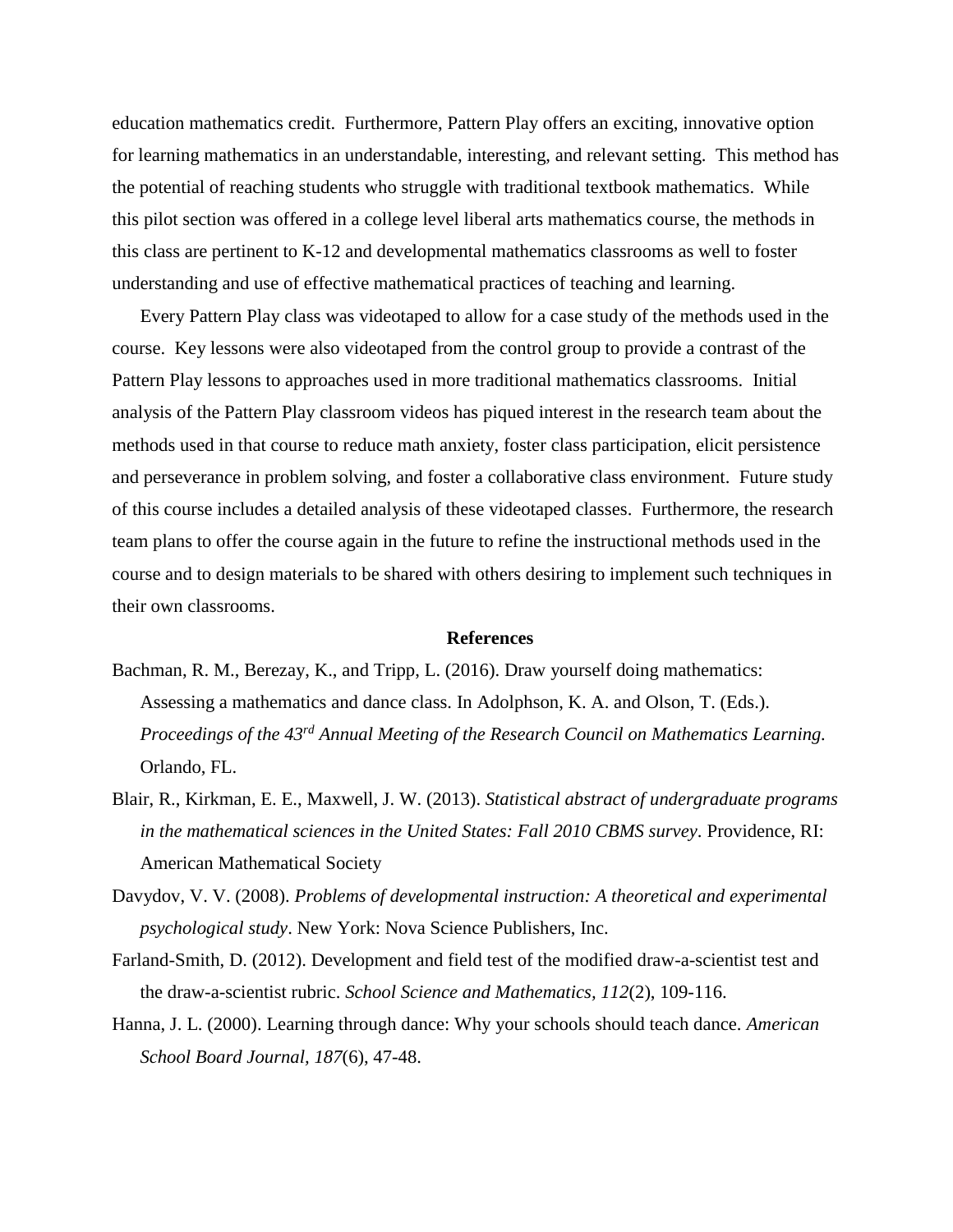education mathematics credit. Furthermore, Pattern Play offers an exciting, innovative option for learning mathematics in an understandable, interesting, and relevant setting. This method has the potential of reaching students who struggle with traditional textbook mathematics. While this pilot section was offered in a college level liberal arts mathematics course, the methods in this class are pertinent to K-12 and developmental mathematics classrooms as well to foster understanding and use of effective mathematical practices of teaching and learning.

Every Pattern Play class was videotaped to allow for a case study of the methods used in the course. Key lessons were also videotaped from the control group to provide a contrast of the Pattern Play lessons to approaches used in more traditional mathematics classrooms. Initial analysis of the Pattern Play classroom videos has piqued interest in the research team about the methods used in that course to reduce math anxiety, foster class participation, elicit persistence and perseverance in problem solving, and foster a collaborative class environment. Future study of this course includes a detailed analysis of these videotaped classes. Furthermore, the research team plans to offer the course again in the future to refine the instructional methods used in the course and to design materials to be shared with others desiring to implement such techniques in their own classrooms.

## References

Bachman, R. M., Berezay, K., and Tripp, L. (2016). Draw yourself doing mathematics: Assessing a mathematics and dance class. In Adolphson, K. A. and Olson, T. (Eds.). *Proceedings of the 43rd Annual Meeting of the Research Council on Mathematics Learning.* Orlando, FL.

Blair, R., Kirkman, E. E., Maxwell, J. W. (2013). *Statistical abstract of undergraduate programs in the mathematical sciences in the United States: Fall 2010 CBMS survey*. Providence, RI: American Mathematical Society

Davydov, V. V. (2008). *Problems of developmental instruction: A theoretical and experimental psychological study*. New York: Nova Science Publishers, Inc.

Farland-Smith, D. (2012). Development and field test of the modified draw-a-scientist test and the draw-a-scientist rubric. *School Science and Mathematics, 112*(2), 109-116.

Hanna, J. L. (2000). Learning through dance: Why your schools should teach dance. *American School Board Journal, 187*(6), 47-48.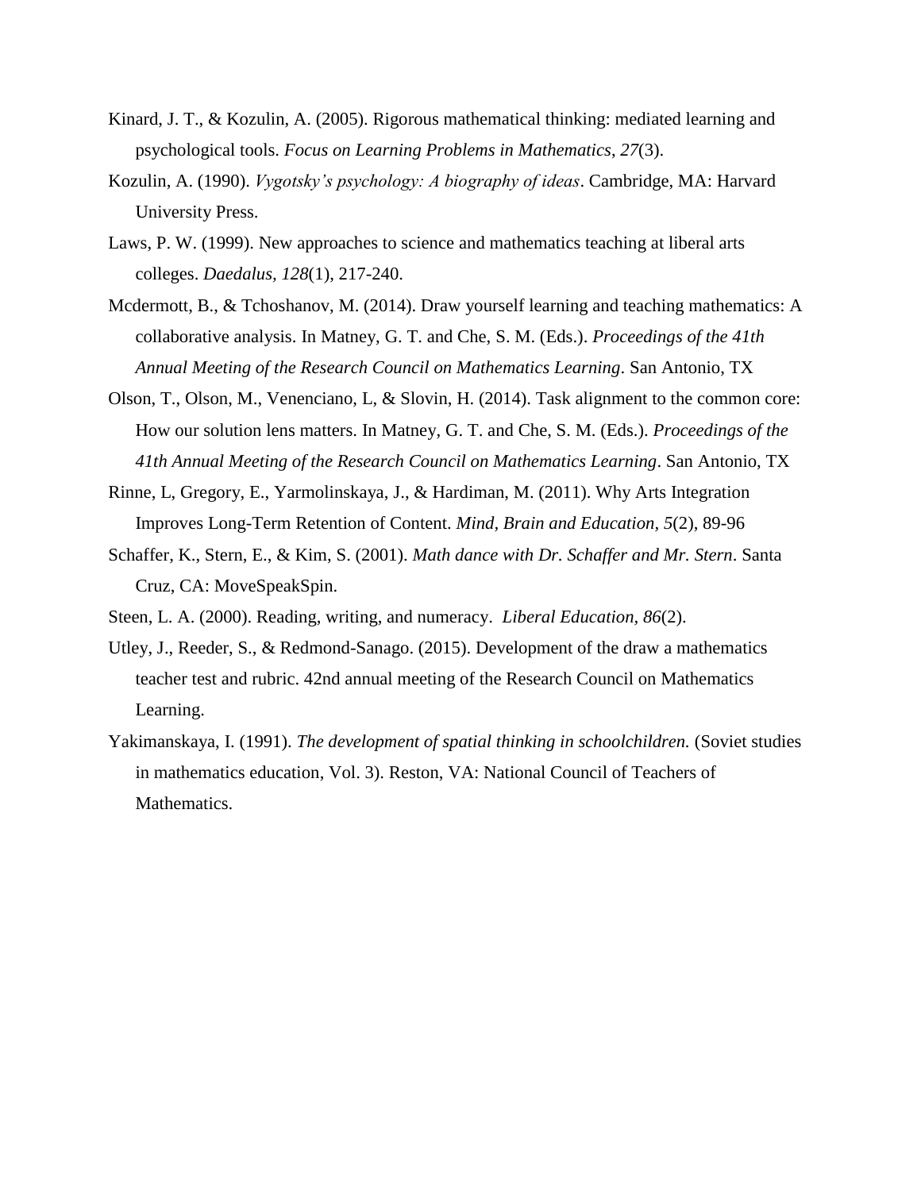Kinard, J. T., & Kozulin, A. (2005). Rigorous mathematical thinking: mediated learning and psychological tools. *Focus on Learning Problems in Mathematics*, *27*(3).

Kozulin, A. (1990). *Vygotsky's psychology: A biography of ideas*. Cambridge, MA: Harvard University Press.

Laws, P. W. (1999). New approaches to science and mathematics teaching at liberal arts colleges. *Daedalus, 128*(1), 217-240.

Mcdermott, B., & Tchoshanov, M. (2014). Draw yourself learning and teaching mathematics: A collaborative analysis. In Matney, G. T. and Che, S. M. (Eds.). *Proceedings of the 41th Annual Meeting of the Research Council on Mathematics Learning*. San Antonio, TX

Olson, T., Olson, M., Venenciano, L, & Slovin, H. (2014). Task alignment to the common core: How our solution lens matters. In Matney, G. T. and Che, S. M. (Eds.). *Proceedings of the 41th Annual Meeting of the Research Council on Mathematics Learning*. San Antonio, TX

Rinne, L, Gregory, E., Yarmolinskaya, J., & Hardiman, M. (2011). Why Arts Integration Improves Long-Term Retention of Content. *Mind, Brain and Education*, *5*(2), 89-96

Schaffer, K., Stern, E., & Kim, S. (2001). *Math dance with Dr. Schaffer and Mr. Stern*. Santa Cruz, CA: MoveSpeakSpin.

Steen, L. A. (2000). Reading, writing, and numeracy. *Liberal Education, 86*(2).

Utley, J., Reeder, S., & Redmond-Sanago. (2015). Development of the draw a mathematics teacher test and rubric. 42nd annual meeting of the Research Council on Mathematics Learning.

Yakimanskaya, I. (1991). *The development of spatial thinking in schoolchildren.* (Soviet studies in mathematics education, Vol. 3). Reston, VA: National Council of Teachers of Mathematics.